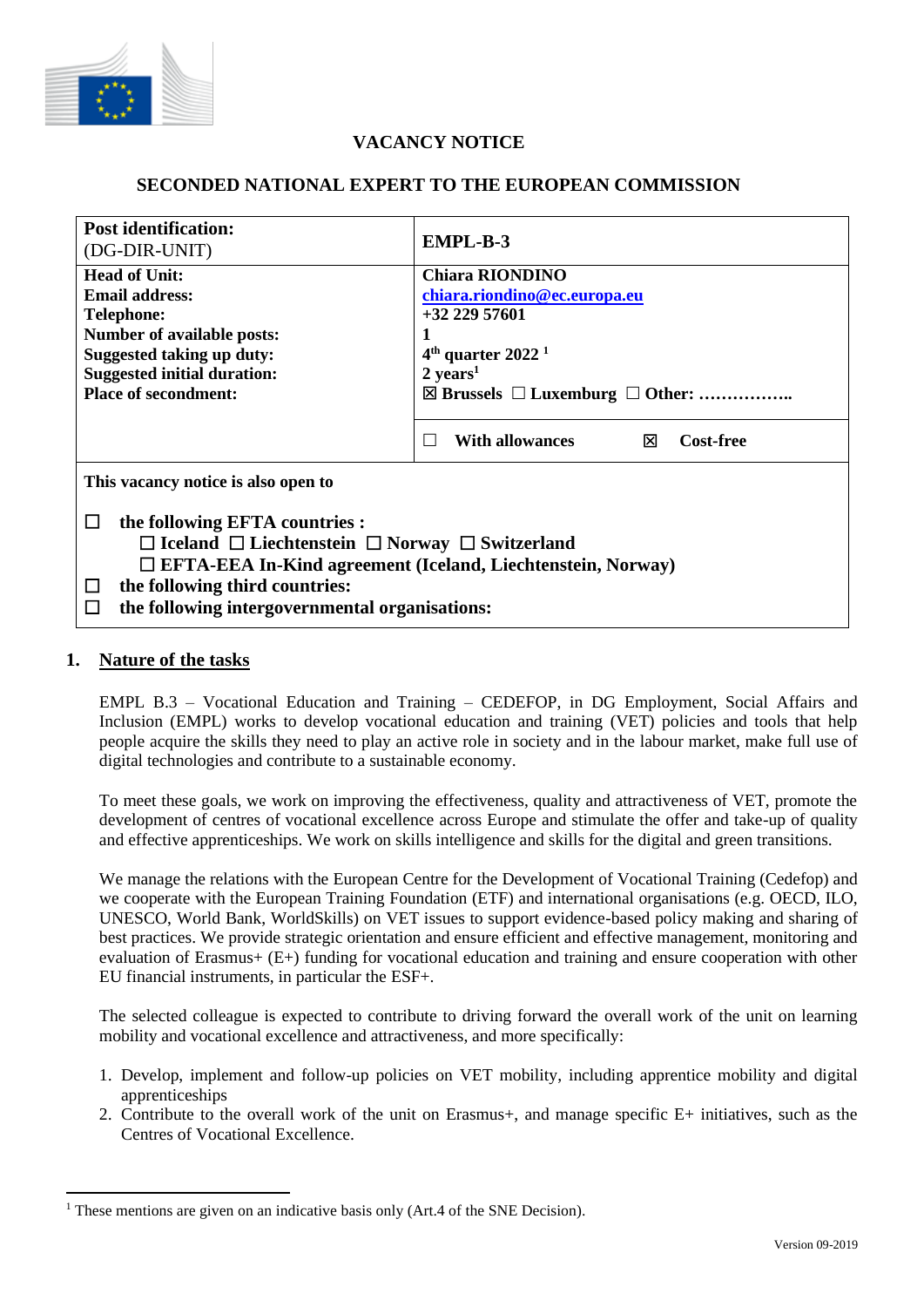# VACANCY NOTICE

## SECONDED NATIONAL EXPERT TO THE EUROPEAN COMMISSION

| **Post identification:** (DG-DIR-UNIT) | **EMPL-B-3** |
|---|---|
| **Head of Unit:**<br>**Email address:**<br>**Telephone:**<br>**Number of available posts:**<br>**Suggested taking up duty:**<br>**Suggested initial duration:**<br>**Place of secondment:** | **Chiara RIONDINO**<br>**chiara.riondino@ec.europa.eu**<br>**+32 229 57601**<br>**1**<br>**4th quarter 2022** [1]<br>**2 years**[1]<br>☒ **Brussels** ☐ **Luxemburg** ☐ **Other: ……………..** |
| | ☐ **With allowances** ☒ **Cost-free** |

**This vacancy notice is also open to**

☐ **the following EFTA countries :**
 ☐ **Iceland** ☐ **Liechtenstein** ☐ **Norway** ☐ **Switzerland**
 ☐ **EFTA-EEA In-Kind agreement (Iceland, Liechtenstein, Norway)**

☐ **the following third countries:**

☐ **the following intergovernmental organisations:**

## 1. Nature of the tasks

EMPL B.3 – Vocational Education and Training – CEDEFOP, in DG Employment, Social Affairs and Inclusion (EMPL) works to develop vocational education and training (VET) policies and tools that help people acquire the skills they need to play an active role in society and in the labour market, make full use of digital technologies and contribute to a sustainable economy.

To meet these goals, we work on improving the effectiveness, quality and attractiveness of VET, promote the development of centres of vocational excellence across Europe and stimulate the offer and take-up of quality and effective apprenticeships. We work on skills intelligence and skills for the digital and green transitions.

We manage the relations with the European Centre for the Development of Vocational Training (Cedefop) and we cooperate with the European Training Foundation (ETF) and international organisations (e.g. OECD, ILO, UNESCO, World Bank, WorldSkills) on VET issues to support evidence-based policy making and sharing of best practices. We provide strategic orientation and ensure efficient and effective management, monitoring and evaluation of Erasmus+ (E+) funding for vocational education and training and ensure cooperation with other EU financial instruments, in particular the ESF+.

The selected colleague is expected to contribute to driving forward the overall work of the unit on learning mobility and vocational excellence and attractiveness, and more specifically:

1. Develop, implement and follow-up policies on VET mobility, including apprentice mobility and digital apprenticeships
2. Contribute to the overall work of the unit on Erasmus+, and manage specific E+ initiatives, such as the Centres of Vocational Excellence.

---

[1] These mentions are given on an indicative basis only (Art.4 of the SNE Decision).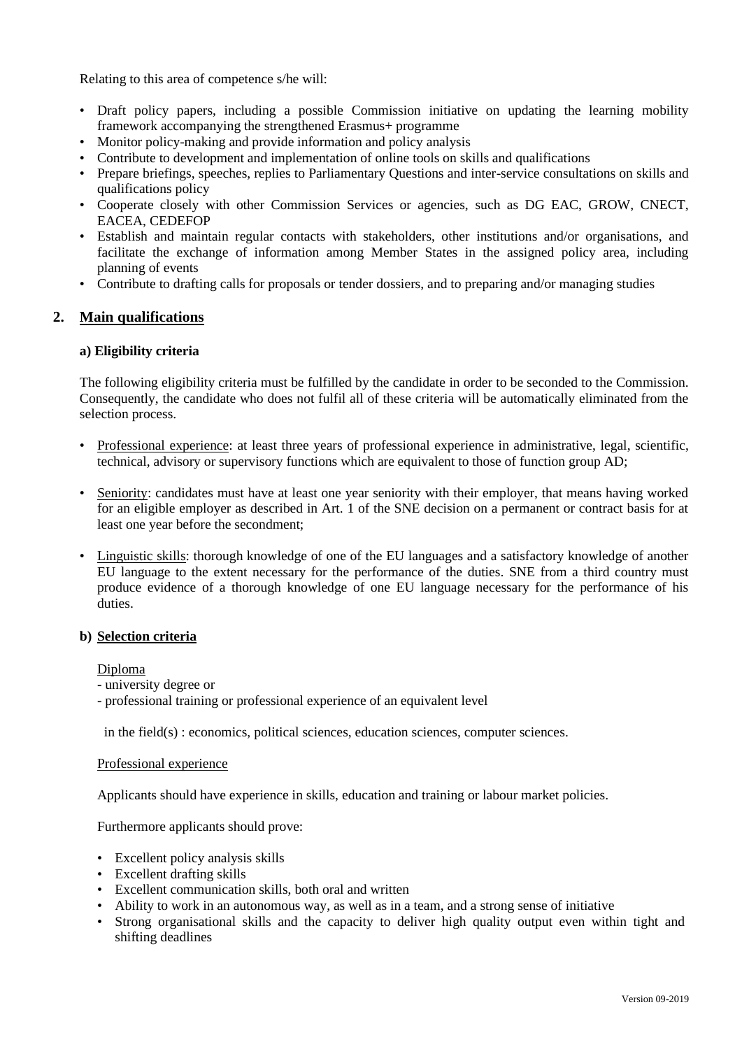Relating to this area of competence s/he will:

- Draft policy papers, including a possible Commission initiative on updating the learning mobility framework accompanying the strengthened Erasmus+ programme
- Monitor policy-making and provide information and policy analysis
- Contribute to development and implementation of online tools on skills and qualifications
- Prepare briefings, speeches, replies to Parliamentary Questions and inter-service consultations on skills and qualifications policy
- Cooperate closely with other Commission Services or agencies, such as DG EAC, GROW, CNECT, EACEA, CEDEFOP
- Establish and maintain regular contacts with stakeholders, other institutions and/or organisations, and facilitate the exchange of information among Member States in the assigned policy area, including planning of events
- Contribute to drafting calls for proposals or tender dossiers, and to preparing and/or managing studies

## 2. Main qualifications

### a) Eligibility criteria

The following eligibility criteria must be fulfilled by the candidate in order to be seconded to the Commission. Consequently, the candidate who does not fulfil all of these criteria will be automatically eliminated from the selection process.

- Professional experience: at least three years of professional experience in administrative, legal, scientific, technical, advisory or supervisory functions which are equivalent to those of function group AD;
- Seniority: candidates must have at least one year seniority with their employer, that means having worked for an eligible employer as described in Art. 1 of the SNE decision on a permanent or contract basis for at least one year before the secondment;
- Linguistic skills: thorough knowledge of one of the EU languages and a satisfactory knowledge of another EU language to the extent necessary for the performance of the duties. SNE from a third country must produce evidence of a thorough knowledge of one EU language necessary for the performance of his duties.

### b) Selection criteria

Diploma

- university degree or
- professional training or professional experience of an equivalent level

in the field(s) : economics, political sciences, education sciences, computer sciences.

Professional experience

Applicants should have experience in skills, education and training or labour market policies.

Furthermore applicants should prove:

- Excellent policy analysis skills
- Excellent drafting skills
- Excellent communication skills, both oral and written
- Ability to work in an autonomous way, as well as in a team, and a strong sense of initiative
- Strong organisational skills and the capacity to deliver high quality output even within tight and shifting deadlines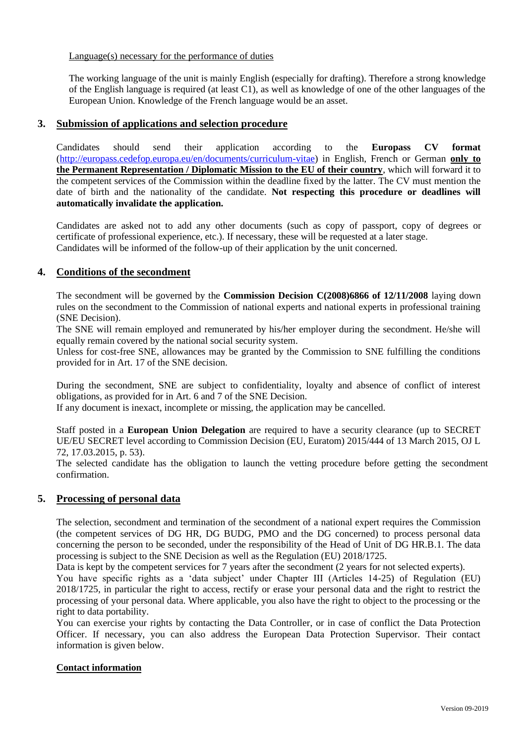Language(s) necessary for the performance of duties

The working language of the unit is mainly English (especially for drafting). Therefore a strong knowledge of the English language is required (at least C1), as well as knowledge of one of the other languages of the European Union. Knowledge of the French language would be an asset.

## 3. Submission of applications and selection procedure

Candidates should send their application according to the **Europass CV format** (http://europass.cedefop.europa.eu/en/documents/curriculum-vitae) in English, French or German **only to the Permanent Representation / Diplomatic Mission to the EU of their country**, which will forward it to the competent services of the Commission within the deadline fixed by the latter. The CV must mention the date of birth and the nationality of the candidate. **Not respecting this procedure or deadlines will automatically invalidate the application.**

Candidates are asked not to add any other documents (such as copy of passport, copy of degrees or certificate of professional experience, etc.). If necessary, these will be requested at a later stage.
Candidates will be informed of the follow-up of their application by the unit concerned.

## 4. Conditions of the secondment

The secondment will be governed by the **Commission Decision C(2008)6866 of 12/11/2008** laying down rules on the secondment to the Commission of national experts and national experts in professional training (SNE Decision).
The SNE will remain employed and remunerated by his/her employer during the secondment. He/she will equally remain covered by the national social security system.
Unless for cost-free SNE, allowances may be granted by the Commission to SNE fulfilling the conditions provided for in Art. 17 of the SNE decision.

During the secondment, SNE are subject to confidentiality, loyalty and absence of conflict of interest obligations, as provided for in Art. 6 and 7 of the SNE Decision.
If any document is inexact, incomplete or missing, the application may be cancelled.

Staff posted in a **European Union Delegation** are required to have a security clearance (up to SECRET UE/EU SECRET level according to Commission Decision (EU, Euratom) 2015/444 of 13 March 2015, OJ L 72, 17.03.2015, p. 53).
The selected candidate has the obligation to launch the vetting procedure before getting the secondment confirmation.

## 5. Processing of personal data

The selection, secondment and termination of the secondment of a national expert requires the Commission (the competent services of DG HR, DG BUDG, PMO and the DG concerned) to process personal data concerning the person to be seconded, under the responsibility of the Head of Unit of DG HR.B.1. The data processing is subject to the SNE Decision as well as the Regulation (EU) 2018/1725.
Data is kept by the competent services for 7 years after the secondment (2 years for not selected experts).
You have specific rights as a 'data subject' under Chapter III (Articles 14-25) of Regulation (EU) 2018/1725, in particular the right to access, rectify or erase your personal data and the right to restrict the processing of your personal data. Where applicable, you also have the right to object to the processing or the right to data portability.
You can exercise your rights by contacting the Data Controller, or in case of conflict the Data Protection Officer. If necessary, you can also address the European Data Protection Supervisor. Their contact information is given below.

### Contact information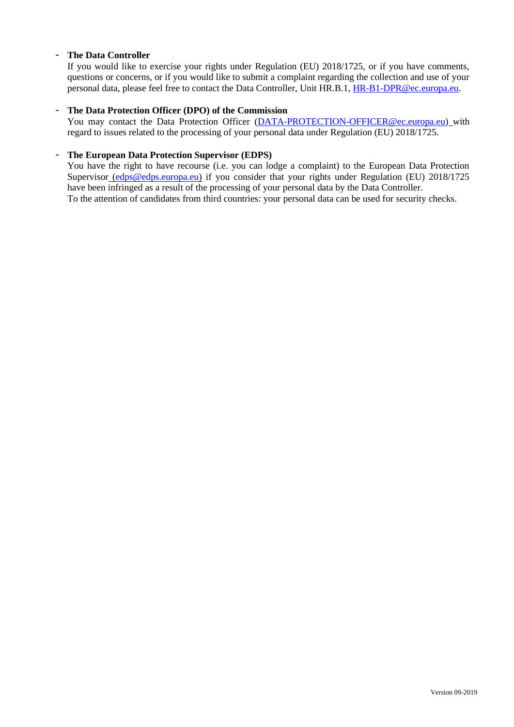- **The Data Controller**
  If you would like to exercise your rights under Regulation (EU) 2018/1725, or if you have comments, questions or concerns, or if you would like to submit a complaint regarding the collection and use of your personal data, please feel free to contact the Data Controller, Unit HR.B.1, HR-B1-DPR@ec.europa.eu.

- **The Data Protection Officer (DPO) of the Commission**
  You may contact the Data Protection Officer (DATA-PROTECTION-OFFICER@ec.europa.eu) with regard to issues related to the processing of your personal data under Regulation (EU) 2018/1725.

- **The European Data Protection Supervisor (EDPS)**
  You have the right to have recourse (i.e. you can lodge a complaint) to the European Data Protection Supervisor (edps@edps.europa.eu) if you consider that your rights under Regulation (EU) 2018/1725 have been infringed as a result of the processing of your personal data by the Data Controller.
  To the attention of candidates from third countries: your personal data can be used for security checks.

Version 09-2019